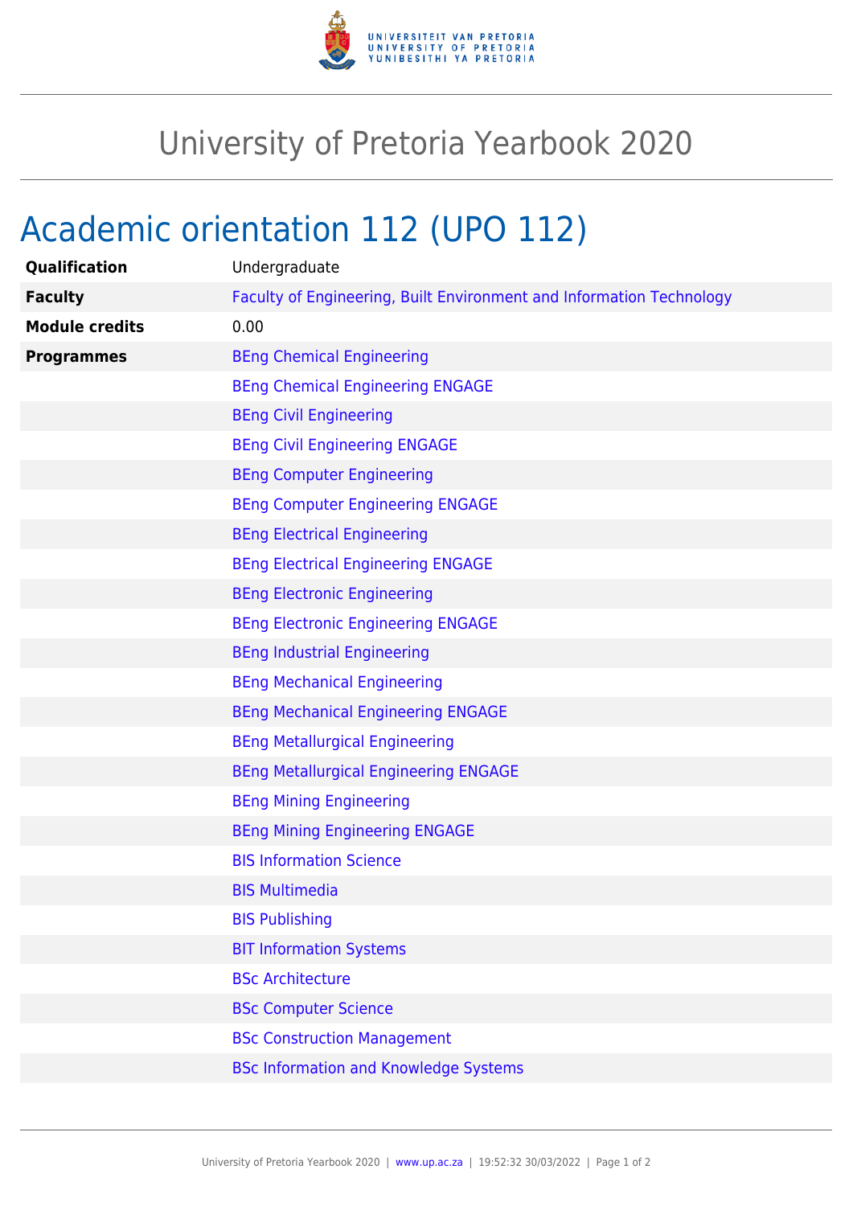# University of Pretoria Yearbook 2020

## Academic orientation 112 (UPO 112)

| | |
|---|---|
| **Qualification** | Undergraduate |
| **Faculty** | Faculty of Engineering, Built Environment and Information Technology |
| **Module credits** | 0.00 |
| **Programmes** | BEng Chemical Engineering |
| | BEng Chemical Engineering ENGAGE |
| | BEng Civil Engineering |
| | BEng Civil Engineering ENGAGE |
| | BEng Computer Engineering |
| | BEng Computer Engineering ENGAGE |
| | BEng Electrical Engineering |
| | BEng Electrical Engineering ENGAGE |
| | BEng Electronic Engineering |
| | BEng Electronic Engineering ENGAGE |
| | BEng Industrial Engineering |
| | BEng Mechanical Engineering |
| | BEng Mechanical Engineering ENGAGE |
| | BEng Metallurgical Engineering |
| | BEng Metallurgical Engineering ENGAGE |
| | BEng Mining Engineering |
| | BEng Mining Engineering ENGAGE |
| | BIS Information Science |
| | BIS Multimedia |
| | BIS Publishing |
| | BIT Information Systems |
| | BSc Architecture |
| | BSc Computer Science |
| | BSc Construction Management |
| | BSc Information and Knowledge Systems |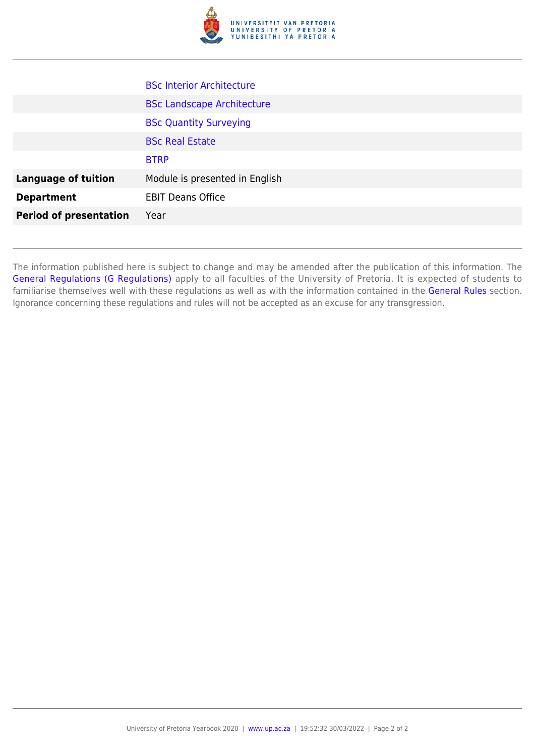| | |
|---|---|
| | BSc Interior Architecture |
| | BSc Landscape Architecture |
| | BSc Quantity Surveying |
| | BSc Real Estate |
| | BTRP |
| **Language of tuition** | Module is presented in English |
| **Department** | EBIT Deans Office |
| **Period of presentation** | Year |

The information published here is subject to change and may be amended after the publication of this information. The General Regulations (G Regulations) apply to all faculties of the University of Pretoria. It is expected of students to familiarise themselves well with these regulations as well as with the information contained in the General Rules section. Ignorance concerning these regulations and rules will not be accepted as an excuse for any transgression.